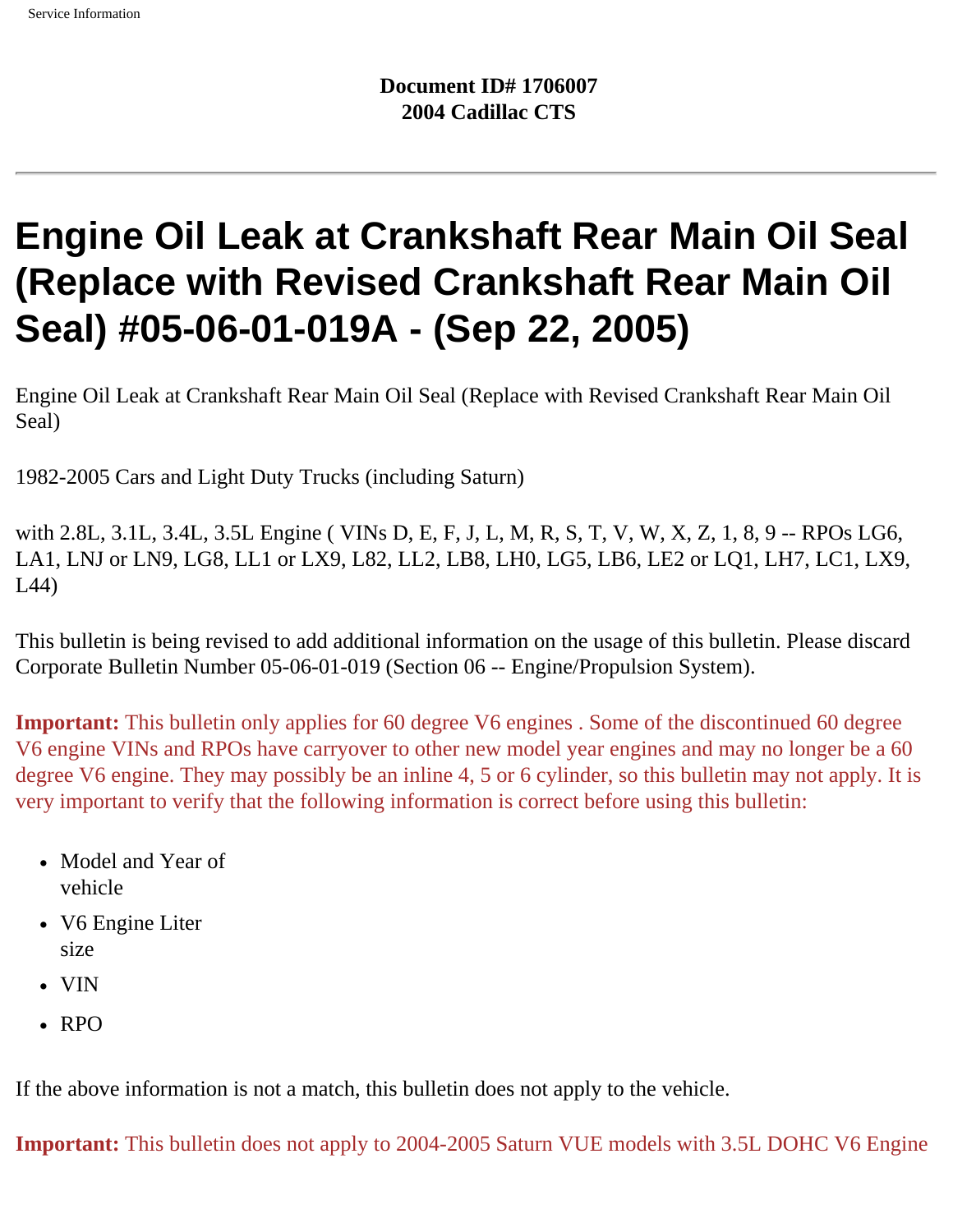**Document ID# 1706007**
**2004 Cadillac CTS**

---

# Engine Oil Leak at Crankshaft Rear Main Oil Seal (Replace with Revised Crankshaft Rear Main Oil Seal) #05-06-01-019A - (Sep 22, 2005)

Engine Oil Leak at Crankshaft Rear Main Oil Seal (Replace with Revised Crankshaft Rear Main Oil Seal)

1982-2005 Cars and Light Duty Trucks (including Saturn)

with 2.8L, 3.1L, 3.4L, 3.5L Engine ( VINs D, E, F, J, L, M, R, S, T, V, W, X, Z, 1, 8, 9 -- RPOs LG6, LA1, LNJ or LN9, LG8, LL1 or LX9, L82, LL2, LB8, LH0, LG5, LB6, LE2 or LQ1, LH7, LC1, LX9, L44)

This bulletin is being revised to add additional information on the usage of this bulletin. Please discard Corporate Bulletin Number 05-06-01-019 (Section 06 -- Engine/Propulsion System).

**Important:** This bulletin only applies for 60 degree V6 engines . Some of the discontinued 60 degree V6 engine VINs and RPOs have carryover to other new model year engines and may no longer be a 60 degree V6 engine. They may possibly be an inline 4, 5 or 6 cylinder, so this bulletin may not apply. It is very important to verify that the following information is correct before using this bulletin:

- Model and Year of vehicle
- V6 Engine Liter size
- VIN
- RPO

If the above information is not a match, this bulletin does not apply to the vehicle.

**Important:** This bulletin does not apply to 2004-2005 Saturn VUE models with 3.5L DOHC V6 Engine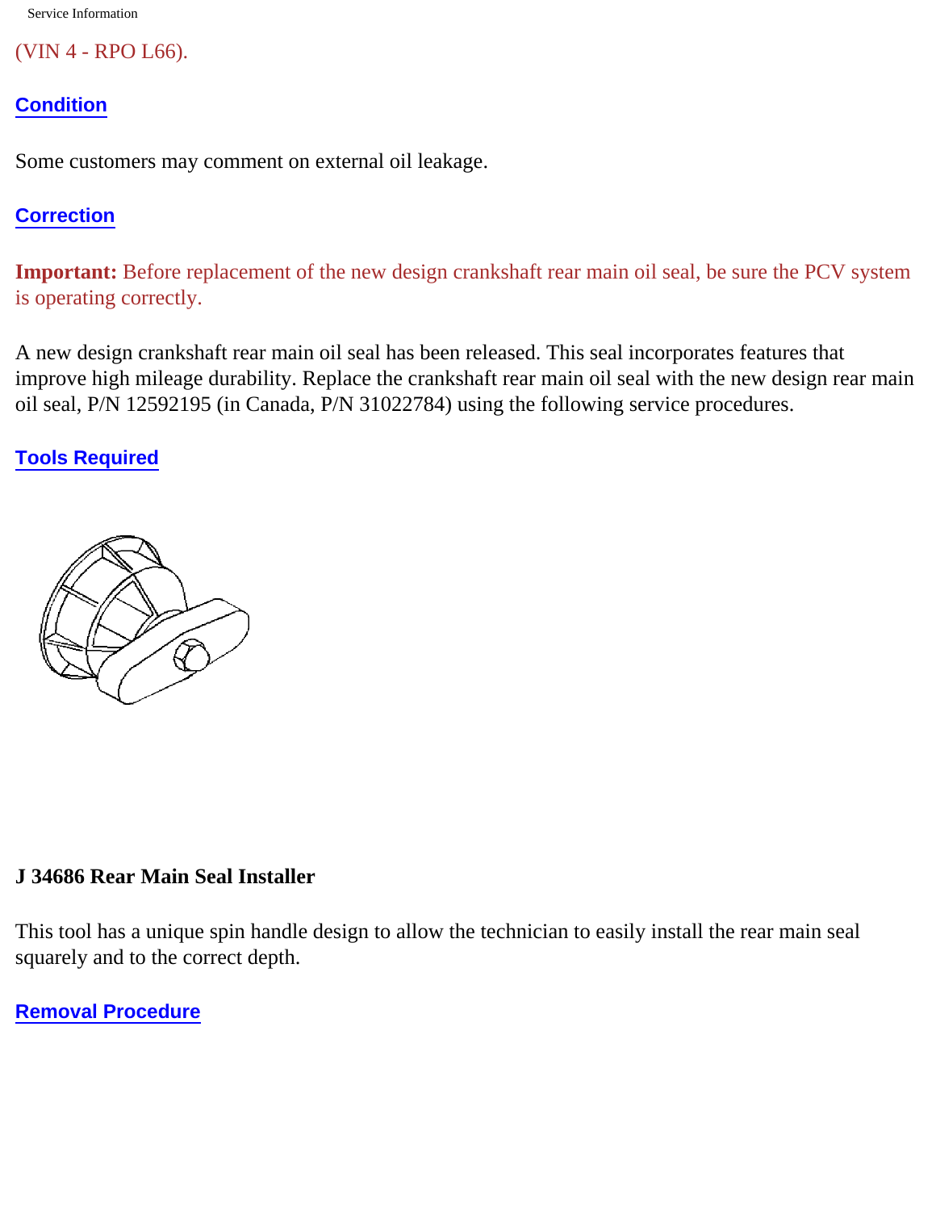(VIN 4 - RPO L66).

## Condition

Some customers may comment on external oil leakage.

## Correction

**Important:** Before replacement of the new design crankshaft rear main oil seal, be sure the PCV system is operating correctly.

A new design crankshaft rear main oil seal has been released. This seal incorporates features that improve high mileage durability. Replace the crankshaft rear main oil seal with the new design rear main oil seal, P/N 12592195 (in Canada, P/N 31022784) using the following service procedures.

## Tools Required

**J 34686 Rear Main Seal Installer**

This tool has a unique spin handle design to allow the technician to easily install the rear main seal squarely and to the correct depth.

## Removal Procedure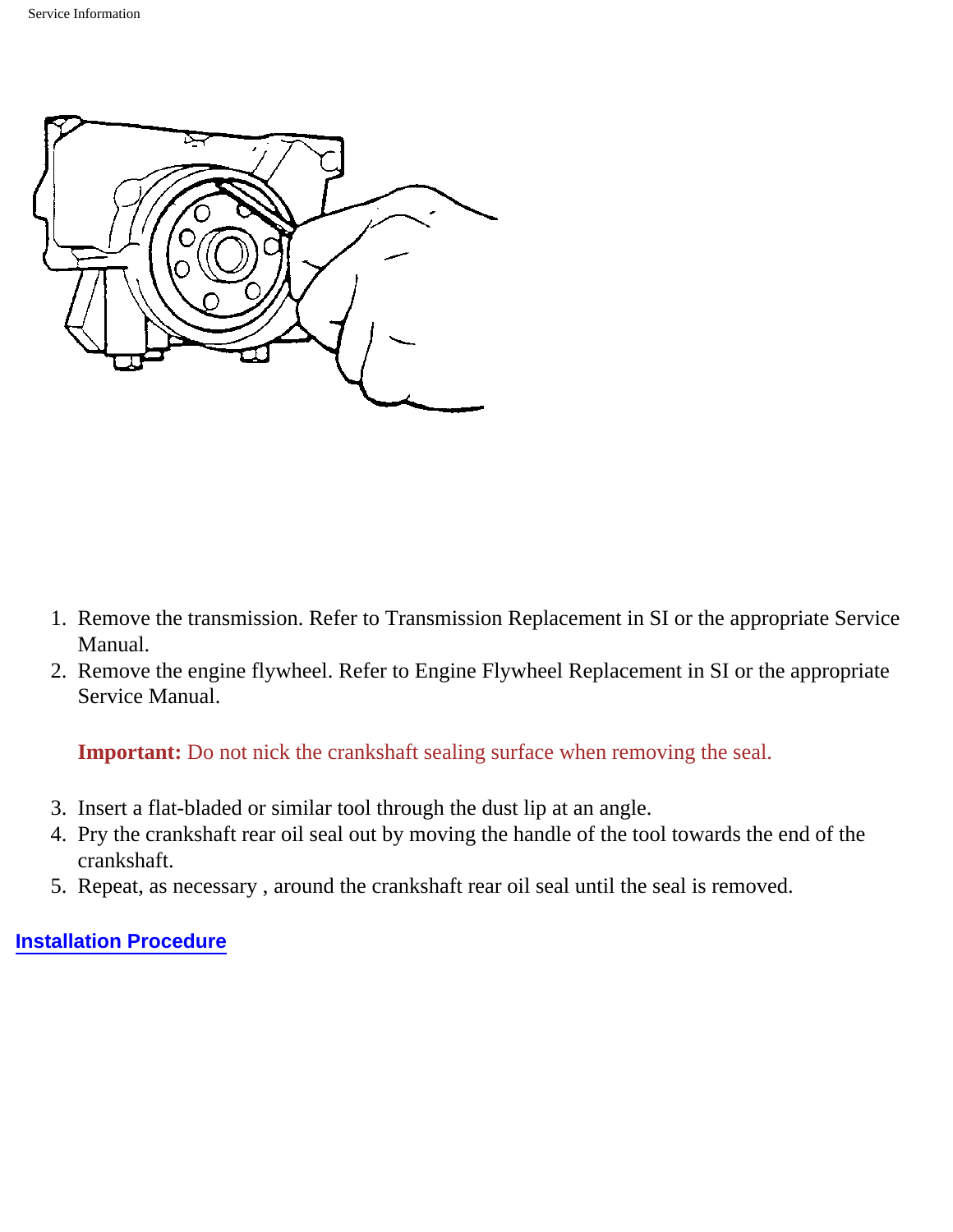1. Remove the transmission. Refer to Transmission Replacement in SI or the appropriate Service Manual.
2. Remove the engine flywheel. Refer to Engine Flywheel Replacement in SI or the appropriate Service Manual.

   **Important:** Do not nick the crankshaft sealing surface when removing the seal.

3. Insert a flat-bladed or similar tool through the dust lip at an angle.
4. Pry the crankshaft rear oil seal out by moving the handle of the tool towards the end of the crankshaft.
5. Repeat, as necessary , around the crankshaft rear oil seal until the seal is removed.

**Installation Procedure**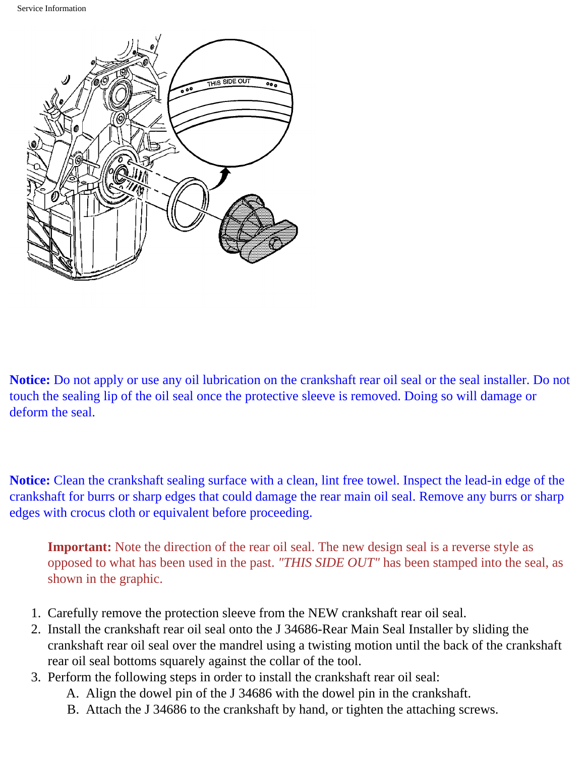**Notice:** Do not apply or use any oil lubrication on the crankshaft rear oil seal or the seal installer. Do not touch the sealing lip of the oil seal once the protective sleeve is removed. Doing so will damage or deform the seal.

**Notice:** Clean the crankshaft sealing surface with a clean, lint free towel. Inspect the lead-in edge of the crankshaft for burrs or sharp edges that could damage the rear main oil seal. Remove any burrs or sharp edges with crocus cloth or equivalent before proceeding.

> **Important:** Note the direction of the rear oil seal. The new design seal is a reverse style as opposed to what has been used in the past. *"THIS SIDE OUT"* has been stamped into the seal, as shown in the graphic.

1. Carefully remove the protection sleeve from the NEW crankshaft rear oil seal.
2. Install the crankshaft rear oil seal onto the J 34686-Rear Main Seal Installer by sliding the crankshaft rear oil seal over the mandrel using a twisting motion until the back of the crankshaft rear oil seal bottoms squarely against the collar of the tool.
3. Perform the following steps in order to install the crankshaft rear oil seal:
   A. Align the dowel pin of the J 34686 with the dowel pin in the crankshaft.
   B. Attach the J 34686 to the crankshaft by hand, or tighten the attaching screws.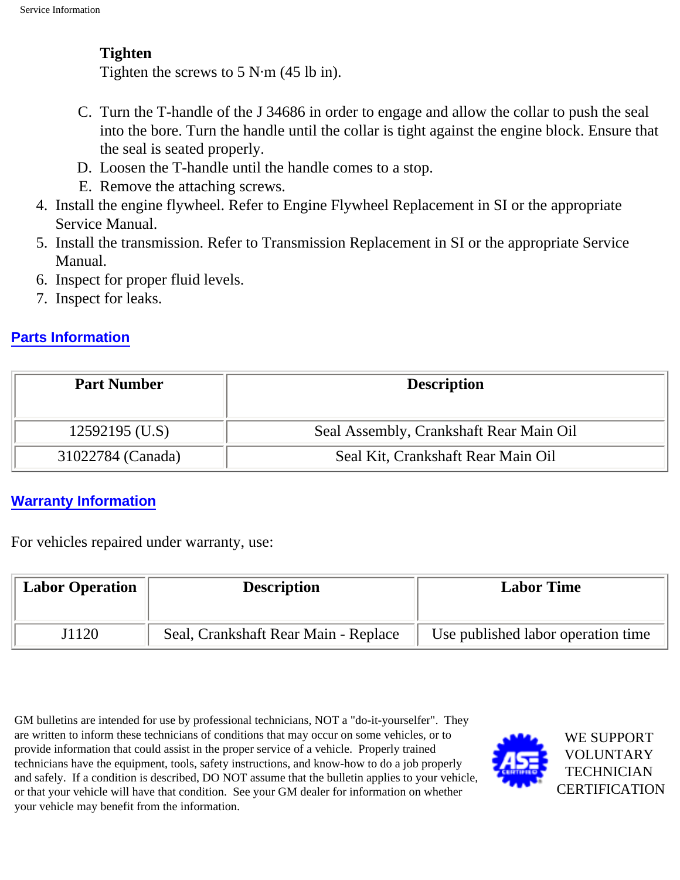**Tighten**
Tighten the screws to 5 N·m (45 lb in).

C. Turn the T-handle of the J 34686 in order to engage and allow the collar to push the seal into the bore. Turn the handle until the collar is tight against the engine block. Ensure that the seal is seated properly.
D. Loosen the T-handle until the handle comes to a stop.
E. Remove the attaching screws.

4. Install the engine flywheel. Refer to Engine Flywheel Replacement in SI or the appropriate Service Manual.
5. Install the transmission. Refer to Transmission Replacement in SI or the appropriate Service Manual.
6. Inspect for proper fluid levels.
7. Inspect for leaks.

## Parts Information

| Part Number | Description |
|---|---|
| 12592195 (U.S) | Seal Assembly, Crankshaft Rear Main Oil |
| 31022784 (Canada) | Seal Kit, Crankshaft Rear Main Oil |

## Warranty Information

For vehicles repaired under warranty, use:

| Labor Operation | Description | Labor Time |
|---|---|---|
| J1120 | Seal, Crankshaft Rear Main - Replace | Use published labor operation time |

GM bulletins are intended for use by professional technicians, NOT a "do-it-yourselfer". They are written to inform these technicians of conditions that may occur on some vehicles, or to provide information that could assist in the proper service of a vehicle. Properly trained technicians have the equipment, tools, safety instructions, and know-how to do a job properly and safely. If a condition is described, DO NOT assume that the bulletin applies to your vehicle, or that your vehicle will have that condition. See your GM dealer for information on whether your vehicle may benefit from the information.

WE SUPPORT VOLUNTARY TECHNICIAN CERTIFICATION